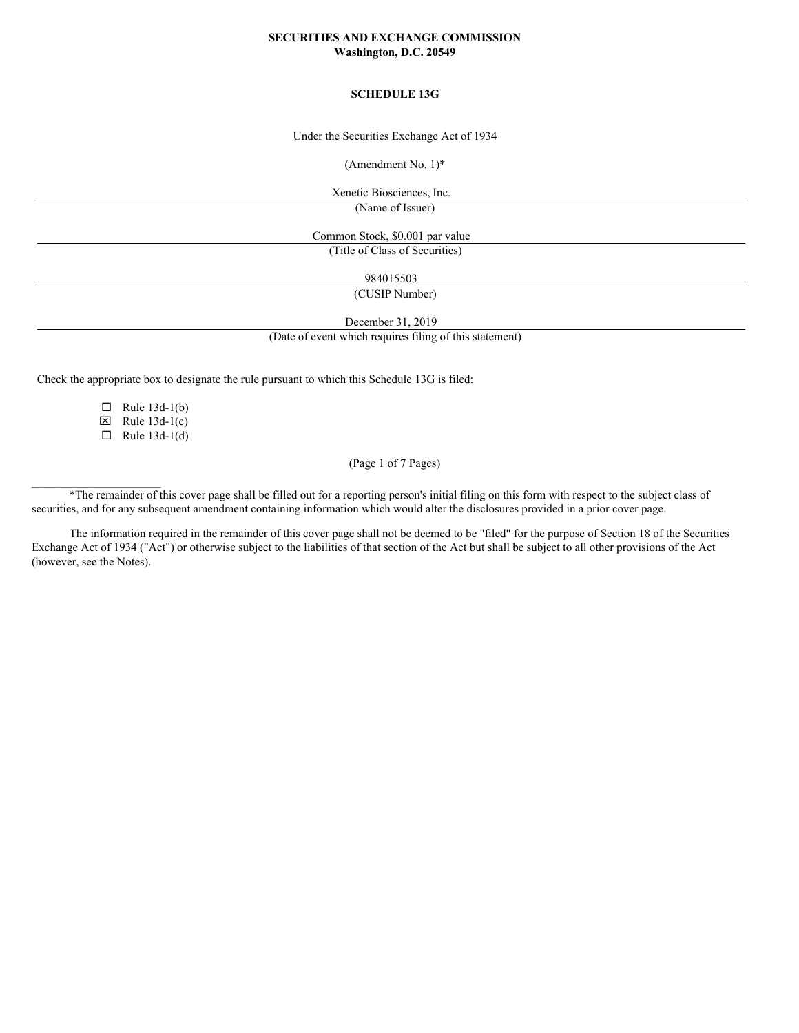**SECURITIES AND EXCHANGE COMMISSION**
**Washington, D.C. 20549**

**SCHEDULE 13G**

Under the Securities Exchange Act of 1934

(Amendment No. 1)*

Xenetic Biosciences, Inc.

(Name of Issuer)

Common Stock, $0.001 par value

(Title of Class of Securities)

984015503

(CUSIP Number)

December 31, 2019

(Date of event which requires filing of this statement)

Check the appropriate box to designate the rule pursuant to which this Schedule 13G is filed:

☐ Rule 13d-1(b)
☒ Rule 13d-1(c)
☐ Rule 13d-1(d)

---

*The remainder of this cover page shall be filled out for a reporting person's initial filing on this form with respect to the subject class of securities, and for any subsequent amendment containing information which would alter the disclosures provided in a prior cover page.

The information required in the remainder of this cover page shall not be deemed to be "filed" for the purpose of Section 18 of the Securities Exchange Act of 1934 ("Act") or otherwise subject to the liabilities of that section of the Act but shall be subject to all other provisions of the Act (however, see the Notes).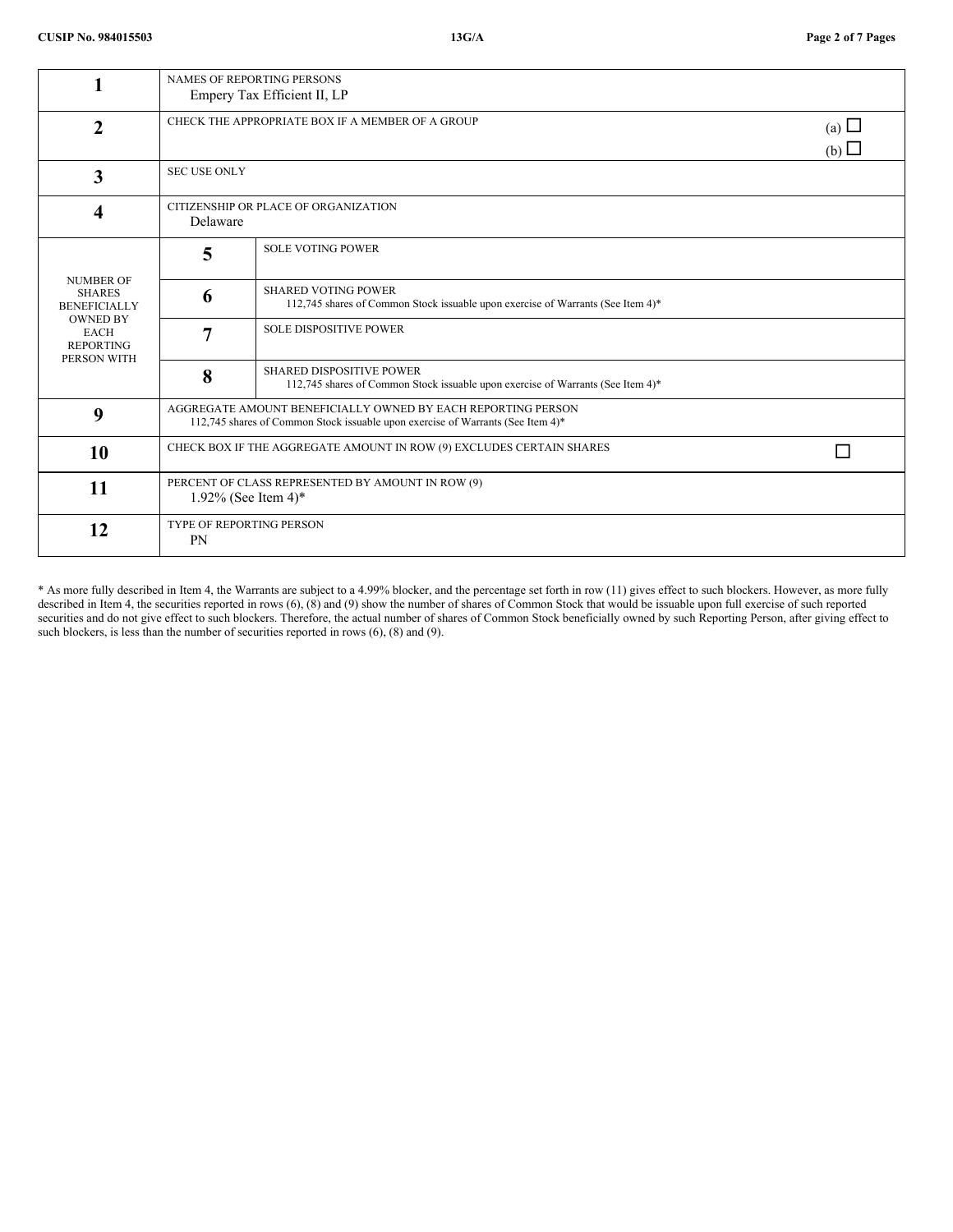| | | | |
|---|---|---|---|
| 1 | NAMES OF REPORTING PERSONS<br>Empery Tax Efficient II, LP | | |
| 2 | CHECK THE APPROPRIATE BOX IF A MEMBER OF A GROUP | | (a) ☐<br>(b) ☐ |
| 3 | SEC USE ONLY | | |
| 4 | CITIZENSHIP OR PLACE OF ORGANIZATION<br>Delaware | | |
| NUMBER OF SHARES BENEFICIALLY OWNED BY EACH REPORTING PERSON WITH | 5 | SOLE VOTING POWER | |
| | 6 | SHARED VOTING POWER<br>112,745 shares of Common Stock issuable upon exercise of Warrants (See Item 4)* | |
| | 7 | SOLE DISPOSITIVE POWER | |
| | 8 | SHARED DISPOSITIVE POWER<br>112,745 shares of Common Stock issuable upon exercise of Warrants (See Item 4)* | |
| 9 | AGGREGATE AMOUNT BENEFICIALLY OWNED BY EACH REPORTING PERSON<br>112,745 shares of Common Stock issuable upon exercise of Warrants (See Item 4)* | | |
| 10 | CHECK BOX IF THE AGGREGATE AMOUNT IN ROW (9) EXCLUDES CERTAIN SHARES | | ☐ |
| 11 | PERCENT OF CLASS REPRESENTED BY AMOUNT IN ROW (9)<br>1.92% (See Item 4)* | | |
| 12 | TYPE OF REPORTING PERSON<br>PN | | |

* As more fully described in Item 4, the Warrants are subject to a 4.99% blocker, and the percentage set forth in row (11) gives effect to such blockers. However, as more fully described in Item 4, the securities reported in rows (6), (8) and (9) show the number of shares of Common Stock that would be issuable upon full exercise of such reported securities and do not give effect to such blockers. Therefore, the actual number of shares of Common Stock beneficially owned by such Reporting Person, after giving effect to such blockers, is less than the number of securities reported in rows (6), (8) and (9).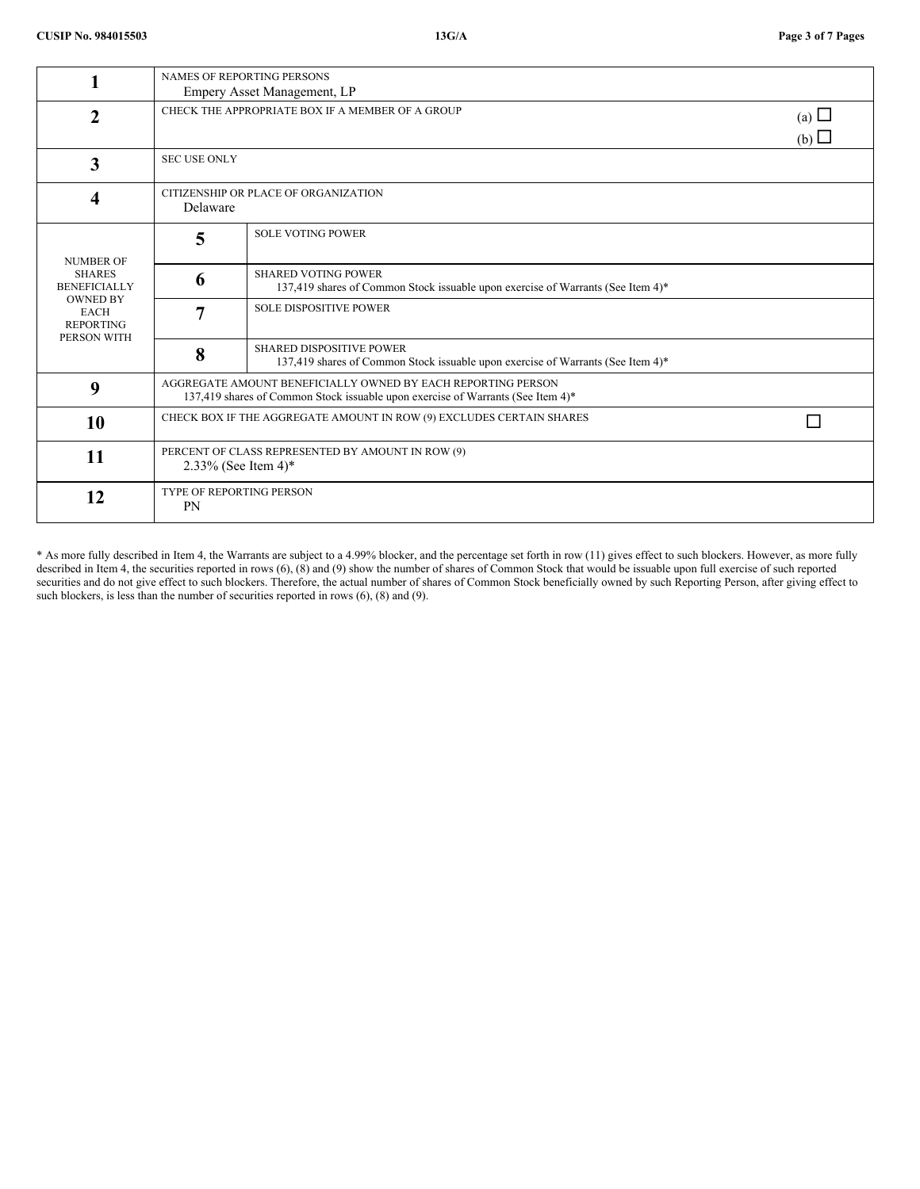| | | | |
|---|---|---|---|
| 1 | NAMES OF REPORTING PERSONS<br>Empery Asset Management, LP | | |
| 2 | CHECK THE APPROPRIATE BOX IF A MEMBER OF A GROUP | | (a) ☐<br>(b) ☐ |
| 3 | SEC USE ONLY | | |
| 4 | CITIZENSHIP OR PLACE OF ORGANIZATION<br>Delaware | | |
| NUMBER OF SHARES BENEFICIALLY OWNED BY EACH REPORTING PERSON WITH | 5 | SOLE VOTING POWER | |
| | 6 | SHARED VOTING POWER<br>137,419 shares of Common Stock issuable upon exercise of Warrants (See Item 4)* | |
| | 7 | SOLE DISPOSITIVE POWER | |
| | 8 | SHARED DISPOSITIVE POWER<br>137,419 shares of Common Stock issuable upon exercise of Warrants (See Item 4)* | |
| 9 | AGGREGATE AMOUNT BENEFICIALLY OWNED BY EACH REPORTING PERSON<br>137,419 shares of Common Stock issuable upon exercise of Warrants (See Item 4)* | | |
| 10 | CHECK BOX IF THE AGGREGATE AMOUNT IN ROW (9) EXCLUDES CERTAIN SHARES | | ☐ |
| 11 | PERCENT OF CLASS REPRESENTED BY AMOUNT IN ROW (9)<br>2.33% (See Item 4)* | | |
| 12 | TYPE OF REPORTING PERSON<br>PN | | |

* As more fully described in Item 4, the Warrants are subject to a 4.99% blocker, and the percentage set forth in row (11) gives effect to such blockers. However, as more fully described in Item 4, the securities reported in rows (6), (8) and (9) show the number of shares of Common Stock that would be issuable upon full exercise of such reported securities and do not give effect to such blockers. Therefore, the actual number of shares of Common Stock beneficially owned by such Reporting Person, after giving effect to such blockers, is less than the number of securities reported in rows (6), (8) and (9).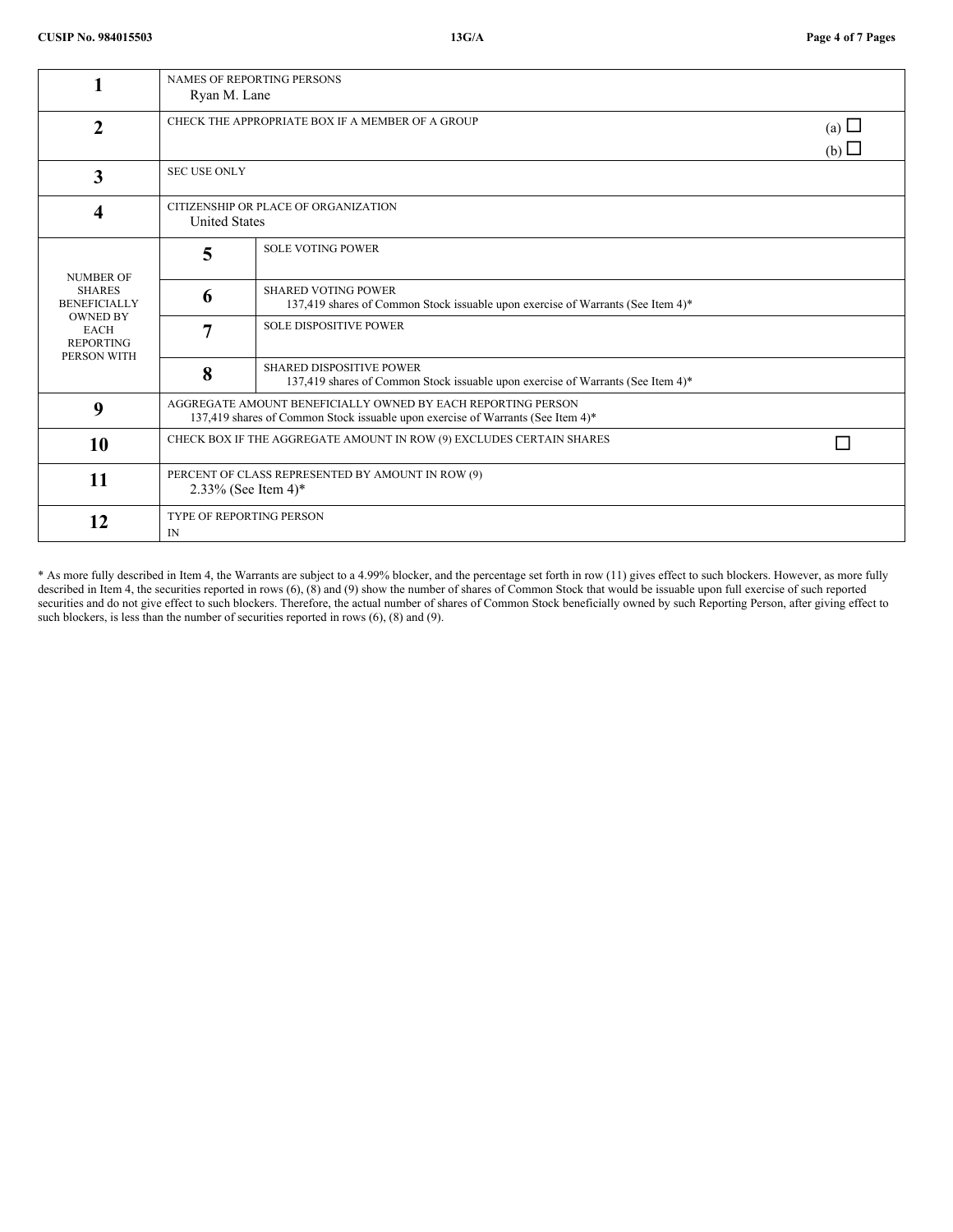| | | | |
|---|---|---|---|
| 1 | NAMES OF REPORTING PERSONS<br>Ryan M. Lane | | |
| 2 | CHECK THE APPROPRIATE BOX IF A MEMBER OF A GROUP | | (a) ☐<br>(b) ☐ |
| 3 | SEC USE ONLY | | |
| 4 | CITIZENSHIP OR PLACE OF ORGANIZATION<br>United States | | |
| NUMBER OF SHARES BENEFICIALLY OWNED BY EACH REPORTING PERSON WITH | 5 | SOLE VOTING POWER | |
| | 6 | SHARED VOTING POWER<br>137,419 shares of Common Stock issuable upon exercise of Warrants (See Item 4)* | |
| | 7 | SOLE DISPOSITIVE POWER | |
| | 8 | SHARED DISPOSITIVE POWER<br>137,419 shares of Common Stock issuable upon exercise of Warrants (See Item 4)* | |
| 9 | AGGREGATE AMOUNT BENEFICIALLY OWNED BY EACH REPORTING PERSON<br>137,419 shares of Common Stock issuable upon exercise of Warrants (See Item 4)* | | |
| 10 | CHECK BOX IF THE AGGREGATE AMOUNT IN ROW (9) EXCLUDES CERTAIN SHARES | | ☐ |
| 11 | PERCENT OF CLASS REPRESENTED BY AMOUNT IN ROW (9)<br>2.33% (See Item 4)* | | |
| 12 | TYPE OF REPORTING PERSON<br>IN | | |

* As more fully described in Item 4, the Warrants are subject to a 4.99% blocker, and the percentage set forth in row (11) gives effect to such blockers. However, as more fully described in Item 4, the securities reported in rows (6), (8) and (9) show the number of shares of Common Stock that would be issuable upon full exercise of such reported securities and do not give effect to such blockers. Therefore, the actual number of shares of Common Stock beneficially owned by such Reporting Person, after giving effect to such blockers, is less than the number of securities reported in rows (6), (8) and (9).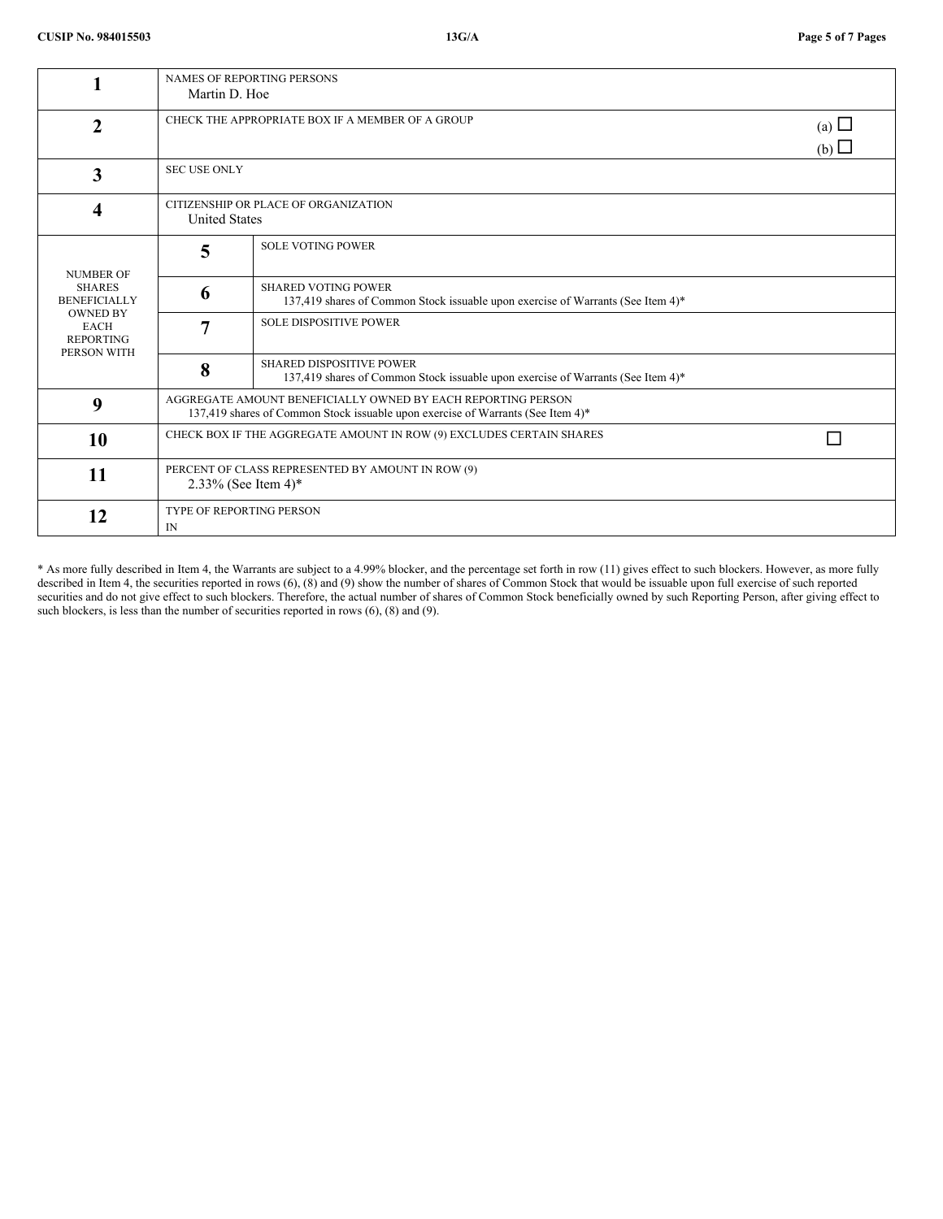| | | | |
|---|---|---|---|
| **1** | NAMES OF REPORTING PERSONS<br>Martin D. Hoe | | |
| **2** | CHECK THE APPROPRIATE BOX IF A MEMBER OF A GROUP | | (a) ☐<br>(b) ☐ |
| **3** | SEC USE ONLY | | |
| **4** | CITIZENSHIP OR PLACE OF ORGANIZATION<br>United States | | |
| NUMBER OF SHARES BENEFICIALLY OWNED BY EACH REPORTING PERSON WITH | **5** | SOLE VOTING POWER | |
| | **6** | SHARED VOTING POWER<br>137,419 shares of Common Stock issuable upon exercise of Warrants (See Item 4)* | |
| | **7** | SOLE DISPOSITIVE POWER | |
| | **8** | SHARED DISPOSITIVE POWER<br>137,419 shares of Common Stock issuable upon exercise of Warrants (See Item 4)* | |
| **9** | AGGREGATE AMOUNT BENEFICIALLY OWNED BY EACH REPORTING PERSON<br>137,419 shares of Common Stock issuable upon exercise of Warrants (See Item 4)* | | |
| **10** | CHECK BOX IF THE AGGREGATE AMOUNT IN ROW (9) EXCLUDES CERTAIN SHARES | | ☐ |
| **11** | PERCENT OF CLASS REPRESENTED BY AMOUNT IN ROW (9)<br>2.33% (See Item 4)* | | |
| **12** | TYPE OF REPORTING PERSON<br>IN | | |

* As more fully described in Item 4, the Warrants are subject to a 4.99% blocker, and the percentage set forth in row (11) gives effect to such blockers. However, as more fully described in Item 4, the securities reported in rows (6), (8) and (9) show the number of shares of Common Stock that would be issuable upon full exercise of such reported securities and do not give effect to such blockers. Therefore, the actual number of shares of Common Stock beneficially owned by such Reporting Person, after giving effect to such blockers, is less than the number of securities reported in rows (6), (8) and (9).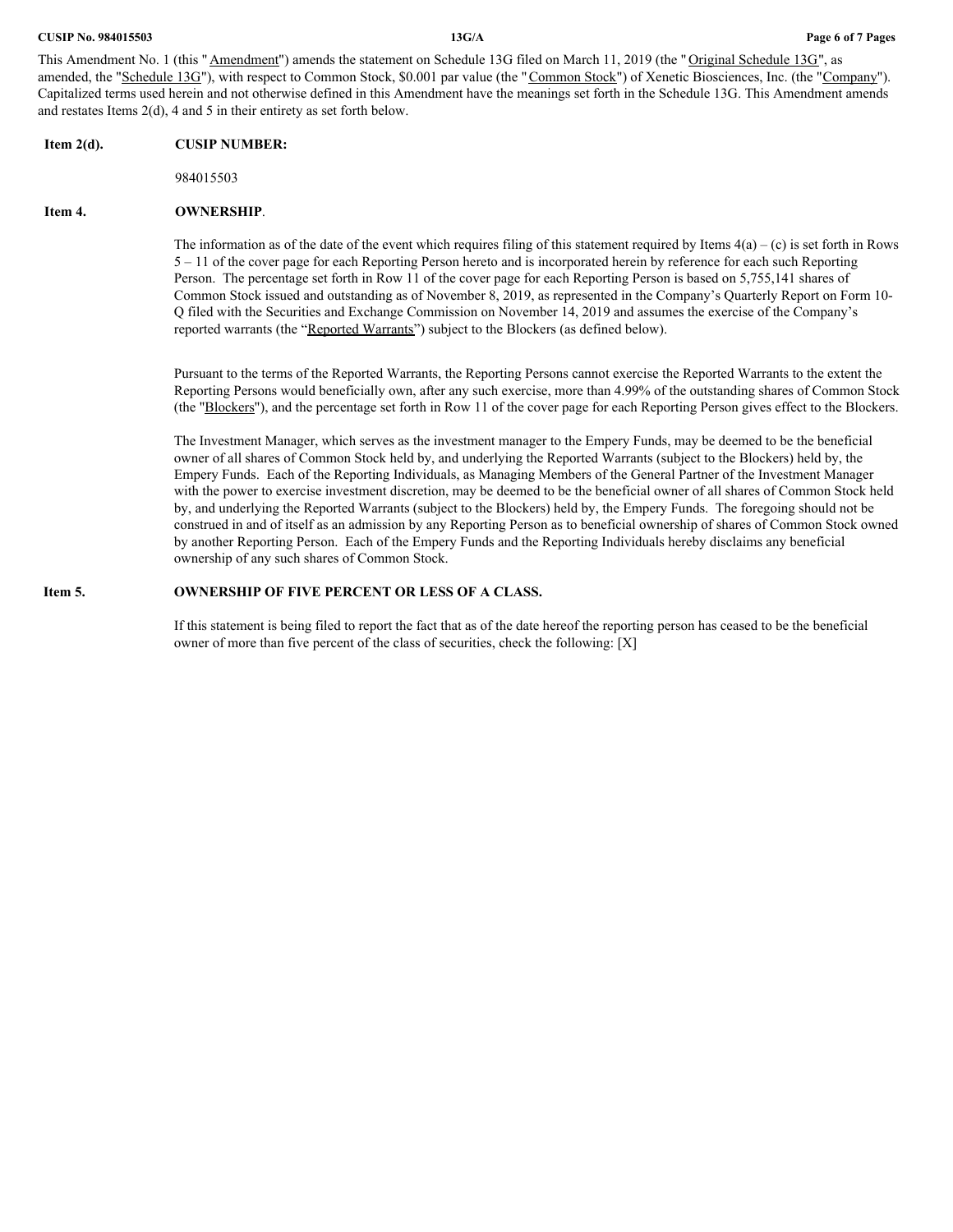This Amendment No. 1 (this "Amendment") amends the statement on Schedule 13G filed on March 11, 2019 (the "Original Schedule 13G", as amended, the "Schedule 13G"), with respect to Common Stock, $0.001 par value (the "Common Stock") of Xenetic Biosciences, Inc. (the "Company"). Capitalized terms used herein and not otherwise defined in this Amendment have the meanings set forth in the Schedule 13G. This Amendment amends and restates Items 2(d), 4 and 5 in their entirety as set forth below.

**Item 2(d). CUSIP NUMBER:**

984015503

**Item 4. OWNERSHIP.**

The information as of the date of the event which requires filing of this statement required by Items 4(a) – (c) is set forth in Rows 5 – 11 of the cover page for each Reporting Person hereto and is incorporated herein by reference for each such Reporting Person. The percentage set forth in Row 11 of the cover page for each Reporting Person is based on 5,755,141 shares of Common Stock issued and outstanding as of November 8, 2019, as represented in the Company's Quarterly Report on Form 10-Q filed with the Securities and Exchange Commission on November 14, 2019 and assumes the exercise of the Company's reported warrants (the "Reported Warrants") subject to the Blockers (as defined below).

Pursuant to the terms of the Reported Warrants, the Reporting Persons cannot exercise the Reported Warrants to the extent the Reporting Persons would beneficially own, after any such exercise, more than 4.99% of the outstanding shares of Common Stock (the "Blockers"), and the percentage set forth in Row 11 of the cover page for each Reporting Person gives effect to the Blockers.

The Investment Manager, which serves as the investment manager to the Empery Funds, may be deemed to be the beneficial owner of all shares of Common Stock held by, and underlying the Reported Warrants (subject to the Blockers) held by, the Empery Funds. Each of the Reporting Individuals, as Managing Members of the General Partner of the Investment Manager with the power to exercise investment discretion, may be deemed to be the beneficial owner of all shares of Common Stock held by, and underlying the Reported Warrants (subject to the Blockers) held by, the Empery Funds. The foregoing should not be construed in and of itself as an admission by any Reporting Person as to beneficial ownership of shares of Common Stock owned by another Reporting Person. Each of the Empery Funds and the Reporting Individuals hereby disclaims any beneficial ownership of any such shares of Common Stock.

**Item 5. OWNERSHIP OF FIVE PERCENT OR LESS OF A CLASS.**

If this statement is being filed to report the fact that as of the date hereof the reporting person has ceased to be the beneficial owner of more than five percent of the class of securities, check the following: [X]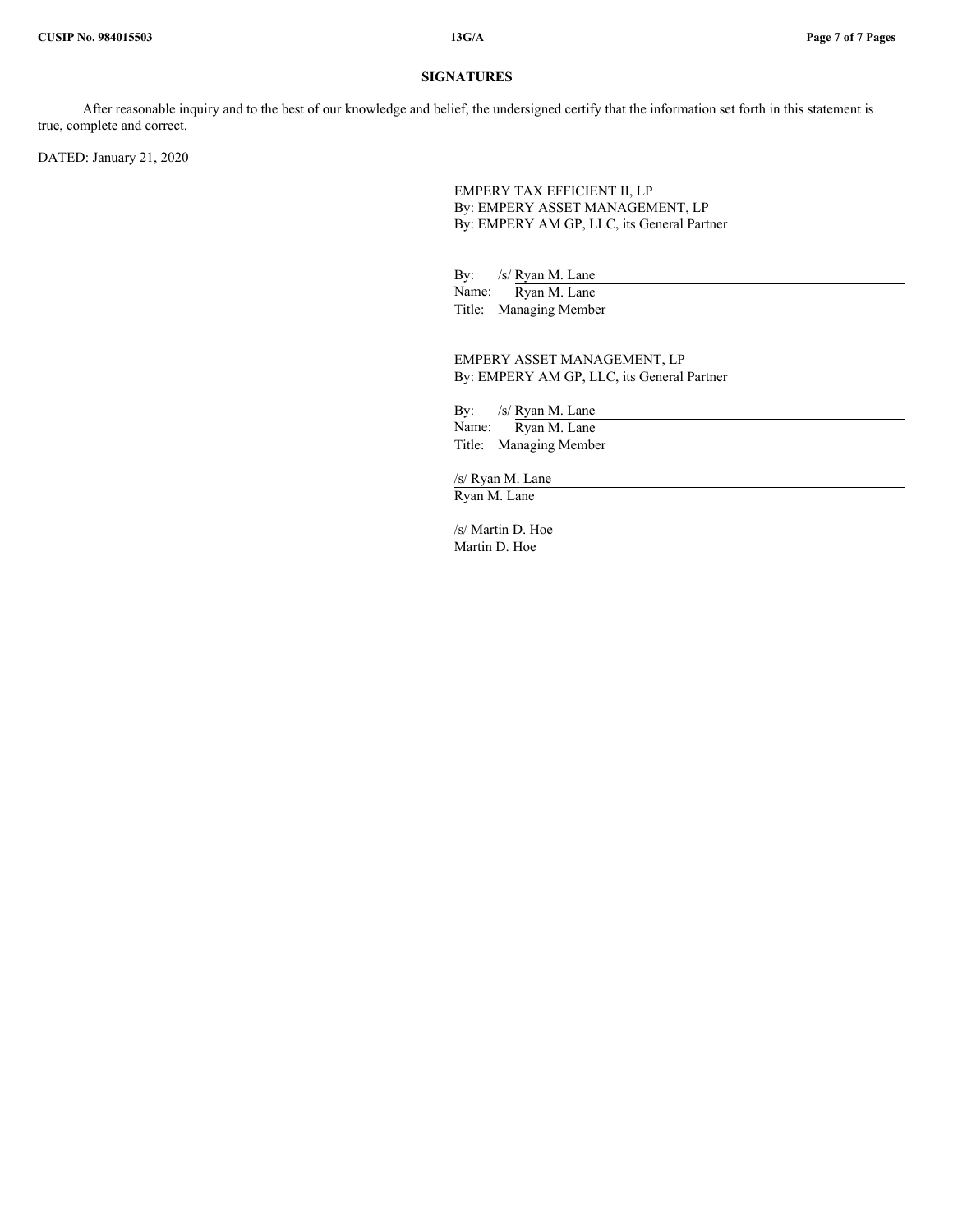## SIGNATURES

After reasonable inquiry and to the best of our knowledge and belief, the undersigned certify that the information set forth in this statement is true, complete and correct.

DATED: January 21, 2020

EMPERY TAX EFFICIENT II, LP
By: EMPERY ASSET MANAGEMENT, LP
By: EMPERY AM GP, LLC, its General Partner

By: /s/ Ryan M. Lane
Name: Ryan M. Lane
Title: Managing Member

EMPERY ASSET MANAGEMENT, LP
By: EMPERY AM GP, LLC, its General Partner

By: /s/ Ryan M. Lane
Name: Ryan M. Lane
Title: Managing Member

/s/ Ryan M. Lane
Ryan M. Lane

/s/ Martin D. Hoe
Martin D. Hoe